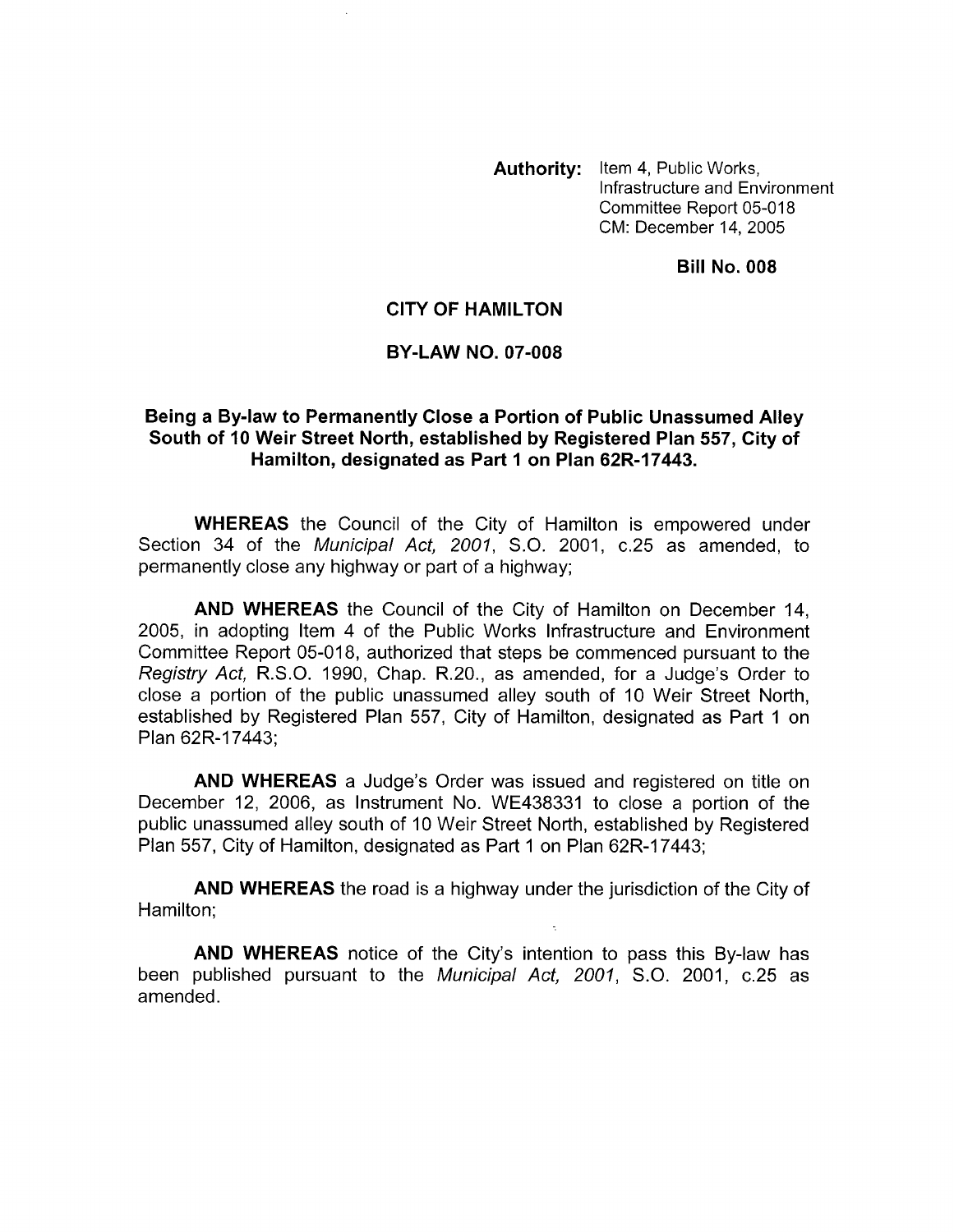**Authority:** Item 4, Public Works, Infrastructure and Environment Committee Report 05-018 CM: December 14, 2005

**Bill No. 008**

# CITY OF HAMILTON

## BY-LAW NO. 07-008

### Being a By-law to Permanently Close a Portion of Public Unassumed Alley South of 10 Weir Street North, established by Registered Plan 557, City of Hamilton, designated as Part 1 on Plan 62R-17443.

**WHEREAS** the Council of the City of Hamilton is empowered under Section 34 of the *Municipal Act, 2001*, S.O. 2001, c.25 as amended, to permanently close any highway or part of a highway;

**AND WHEREAS** the Council of the City of Hamilton on December 14, 2005, in adopting Item 4 of the Public Works Infrastructure and Environment Committee Report 05-018, authorized that steps be commenced pursuant to the *Registry Act*, R.S.O. 1990, Chap. R.20., as amended, for a Judge's Order to close a portion of the public unassumed alley south of 10 Weir Street North, established by Registered Plan 557, City of Hamilton, designated as Part 1 on Plan 62R-17443;

**AND WHEREAS** a Judge's Order was issued and registered on title on December 12, 2006, as Instrument No. WE438331 to close a portion of the public unassumed alley south of 10 Weir Street North, established by Registered Plan 557, City of Hamilton, designated as Part 1 on Plan 62R-17443;

**AND WHEREAS** the road is a highway under the jurisdiction of the City of Hamilton;

**AND WHEREAS** notice of the City's intention to pass this By-law has been published pursuant to the *Municipal Act, 2001*, S.O. 2001, c.25 as amended.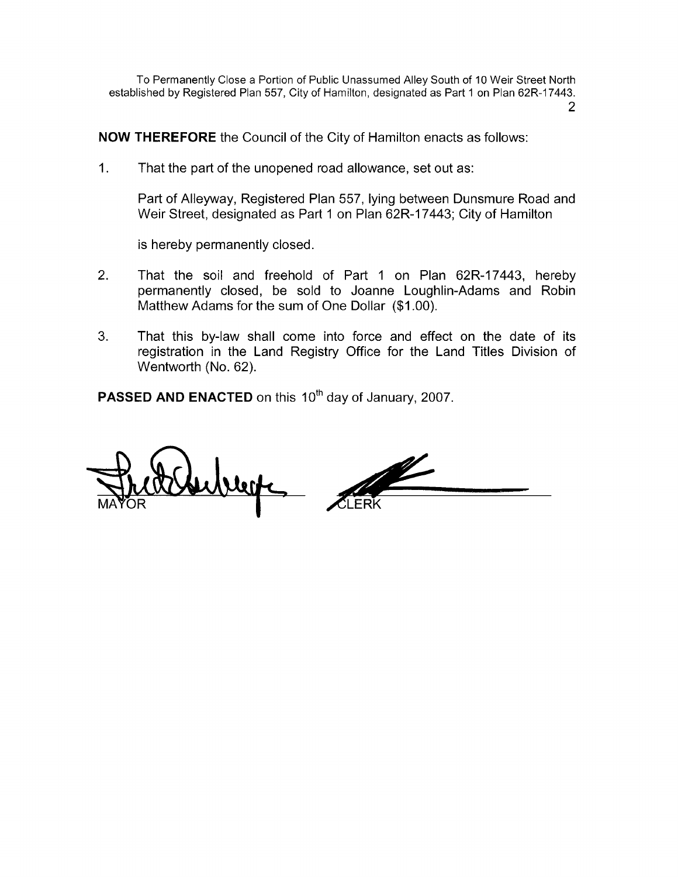**NOW THEREFORE** the Council of the City of Hamilton enacts as follows:

1. That the part of the unopened road allowance, set out as:

   Part of Alleyway, Registered Plan 557, lying between Dunsmure Road and Weir Street, designated as Part 1 on Plan 62R-17443; City of Hamilton

   is hereby permanently closed.

2. That the soil and freehold of Part 1 on Plan 62R-17443, hereby permanently closed, be sold to Joanne Loughlin-Adams and Robin Matthew Adams for the sum of One Dollar ($1.00).

3. That this by-law shall come into force and effect on the date of its registration in the Land Registry Office for the Land Titles Division of Wentworth (No. 62).

**PASSED AND ENACTED** on this 10th day of January, 2007.

MAYOR

CLERK